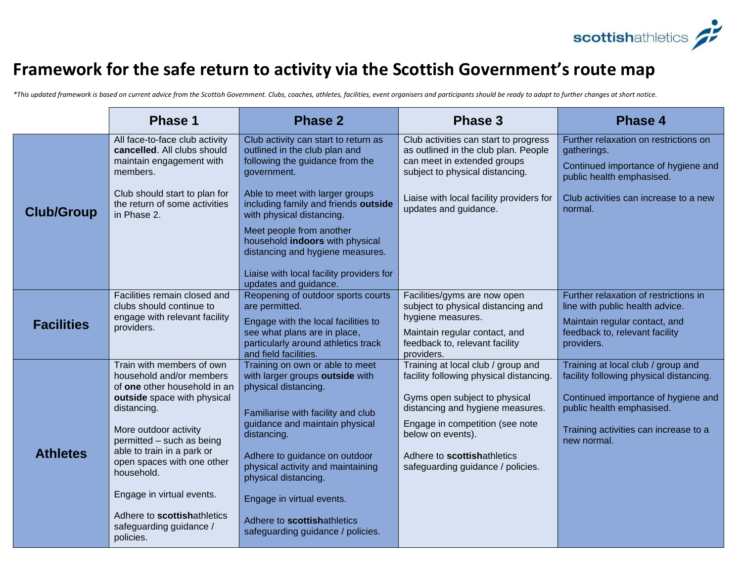scottishathletics

# Framework for the safe return to activity via the Scottish Government's route map

*\*This updated framework is based on current advice from the Scottish Government. Clubs, coaches, athletes, facilities, event organisers and participants should be ready to adapt to further changes at short notice.*

| | Phase 1 | Phase 2 | Phase 3 | Phase 4 |
|---|---|---|---|---|
| **Club/Group** | All face-to-face club activity **cancelled**. All clubs should maintain engagement with members.<br><br>Club should start to plan for the return of some activities in Phase 2. | Club activity can start to return as outlined in the club plan and following the guidance from the government.<br><br>Able to meet with larger groups including family and friends **outside** with physical distancing.<br><br>Meet people from another household **indoors** with physical distancing and hygiene measures.<br><br>Liaise with local facility providers for updates and guidance. | Club activities can start to progress as outlined in the club plan. People can meet in extended groups subject to physical distancing.<br><br>Liaise with local facility providers for updates and guidance. | Further relaxation on restrictions on gatherings.<br><br>Continued importance of hygiene and public health emphasised.<br><br>Club activities can increase to a new normal. |
| **Facilities** | Facilities remain closed and clubs should continue to engage with relevant facility providers. | Reopening of outdoor sports courts are permitted.<br><br>Engage with the local facilities to see what plans are in place, particularly around athletics track and field facilities. | Facilities/gyms are now open subject to physical distancing and hygiene measures.<br><br>Maintain regular contact, and feedback to, relevant facility providers. | Further relaxation of restrictions in line with public health advice.<br><br>Maintain regular contact, and feedback to, relevant facility providers. |
| **Athletes** | Train with members of own household and/or members of **one** other household in an **outside** space with physical distancing.<br><br>More outdoor activity permitted – such as being able to train in a park or open spaces with one other household.<br><br>Engage in virtual events.<br><br>Adhere to **scottish**athletics safeguarding guidance / policies. | Training on own or able to meet with larger groups **outside** with physical distancing.<br><br>Familiarise with facility and club guidance and maintain physical distancing.<br><br>Adhere to guidance on outdoor physical activity and maintaining physical distancing.<br><br>Engage in virtual events.<br><br>Adhere to **scottish**athletics safeguarding guidance / policies. | Training at local club / group and facility following physical distancing.<br><br>Gyms open subject to physical distancing and hygiene measures.<br><br>Engage in competition (see note below on events).<br><br>Adhere to **scottish**athletics safeguarding guidance / policies. | Training at local club / group and facility following physical distancing.<br><br>Continued importance of hygiene and public health emphasised.<br><br>Training activities can increase to a new normal. |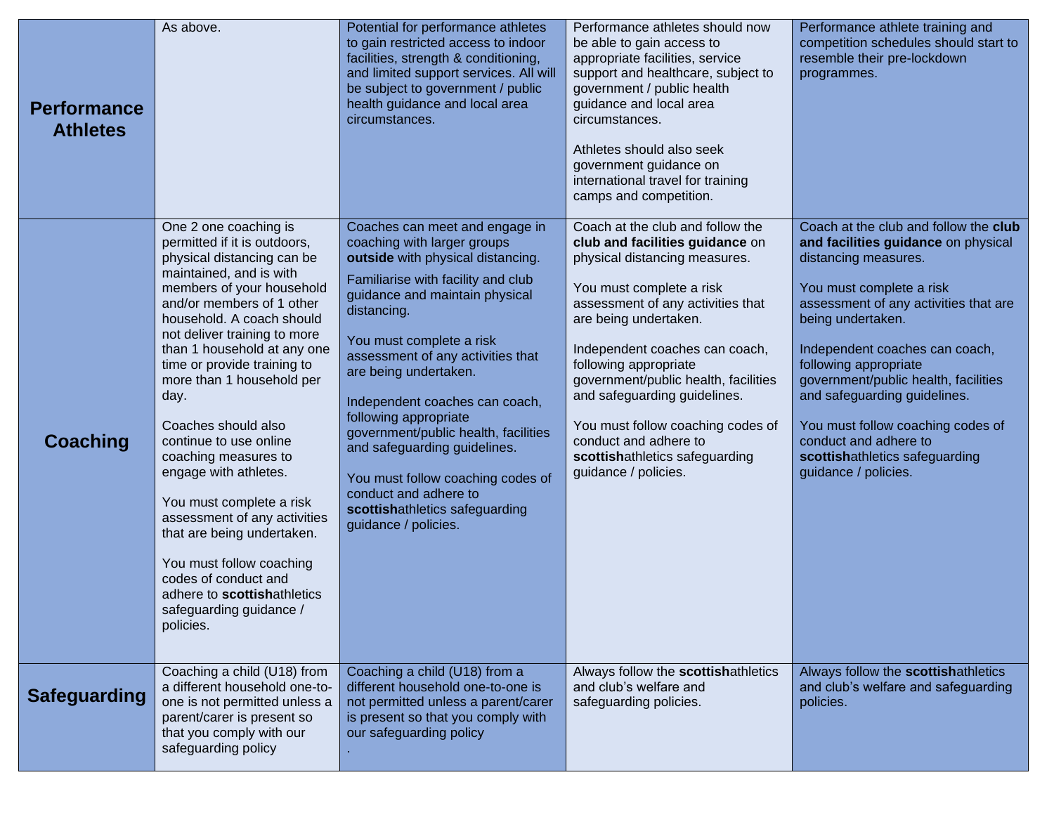| | | | | |
|---|---|---|---|---|
| **Performance Athletes** | As above. | Potential for performance athletes to gain restricted access to indoor facilities, strength & conditioning, and limited support services. All will be subject to government / public health guidance and local area circumstances. | Performance athletes should now be able to gain access to appropriate facilities, service support and healthcare, subject to government / public health guidance and local area circumstances.<br><br>Athletes should also seek government guidance on international travel for training camps and competition. | Performance athlete training and competition schedules should start to resemble their pre-lockdown programmes. |
| **Coaching** | One 2 one coaching is permitted if it is outdoors, physical distancing can be maintained, and is with members of your household and/or members of 1 other household. A coach should not deliver training to more than 1 household at any one time or provide training to more than 1 household per day.<br><br>Coaches should also continue to use online coaching measures to engage with athletes.<br><br>You must complete a risk assessment of any activities that are being undertaken.<br><br>You must follow coaching codes of conduct and adhere to **scottish**athletics safeguarding guidance / policies. | Coaches can meet and engage in coaching with larger groups **outside** with physical distancing.<br><br>Familiarise with facility and club guidance and maintain physical distancing.<br><br>You must complete a risk assessment of any activities that are being undertaken.<br><br>Independent coaches can coach, following appropriate government/public health, facilities and safeguarding guidelines.<br><br>You must follow coaching codes of conduct and adhere to **scottish**athletics safeguarding guidance / policies. | Coach at the club and follow the **club and facilities guidance** on physical distancing measures.<br><br>You must complete a risk assessment of any activities that are being undertaken.<br><br>Independent coaches can coach, following appropriate government/public health, facilities and safeguarding guidelines.<br><br>You must follow coaching codes of conduct and adhere to **scottish**athletics safeguarding guidance / policies. | Coach at the club and follow the **club and facilities guidance** on physical distancing measures.<br><br>You must complete a risk assessment of any activities that are being undertaken.<br><br>Independent coaches can coach, following appropriate government/public health, facilities and safeguarding guidelines.<br><br>You must follow coaching codes of conduct and adhere to **scottish**athletics safeguarding guidance / policies. |
| **Safeguarding** | Coaching a child (U18) from a different household one-to-one is not permitted unless a parent/carer is present so that you comply with our safeguarding policy | Coaching a child (U18) from a different household one-to-one is not permitted unless a parent/carer is present so that you comply with our safeguarding policy<br>. | Always follow the **scottish**athletics and club's welfare and safeguarding policies. | Always follow the **scottish**athletics and club's welfare and safeguarding policies. |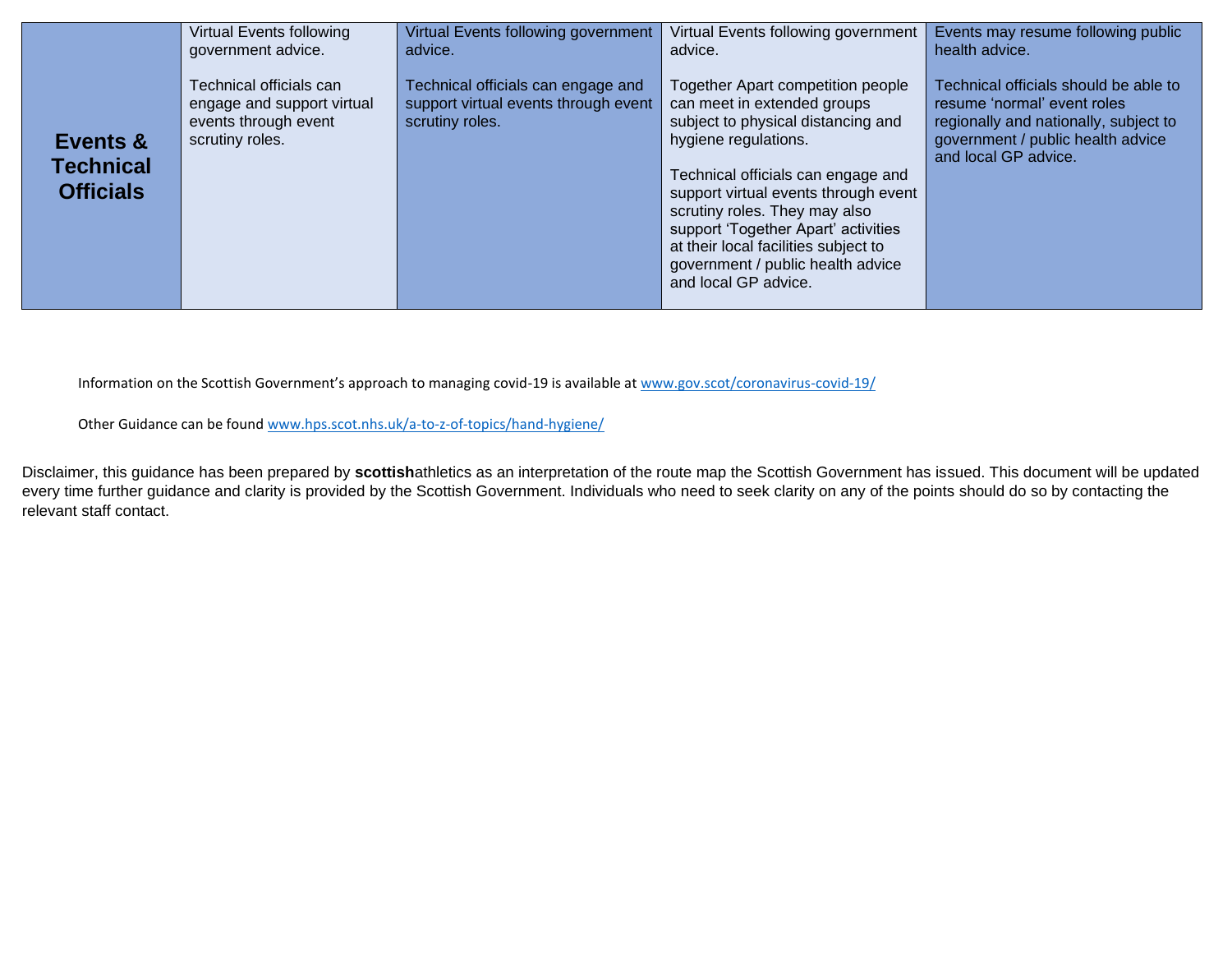| | | | | |
|---|---|---|---|---|
| **Events & Technical Officials** | Virtual Events following government advice.<br><br>Technical officials can engage and support virtual events through event scrutiny roles. | Virtual Events following government advice.<br><br>Technical officials can engage and support virtual events through event scrutiny roles. | Virtual Events following government advice.<br><br>Together Apart competition people can meet in extended groups subject to physical distancing and hygiene regulations.<br><br>Technical officials can engage and support virtual events through event scrutiny roles. They may also support 'Together Apart' activities at their local facilities subject to government / public health advice and local GP advice. | Events may resume following public health advice.<br><br>Technical officials should be able to resume 'normal' event roles regionally and nationally, subject to government / public health advice and local GP advice. |

Information on the Scottish Government's approach to managing covid-19 is available at www.gov.scot/coronavirus-covid-19/

Other Guidance can be found www.hps.scot.nhs.uk/a-to-z-of-topics/hand-hygiene/

Disclaimer, this guidance has been prepared by **scottish**athletics as an interpretation of the route map the Scottish Government has issued. This document will be updated every time further guidance and clarity is provided by the Scottish Government. Individuals who need to seek clarity on any of the points should do so by contacting the relevant staff contact.